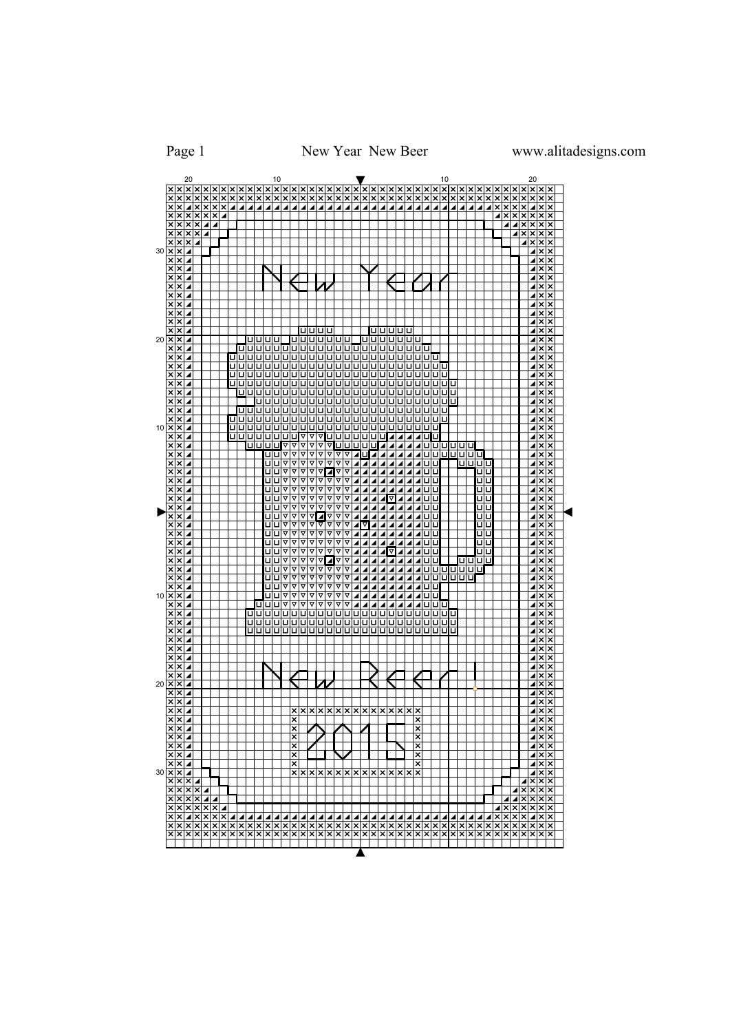Page 1 New Year New Beer www.alitadesigns.com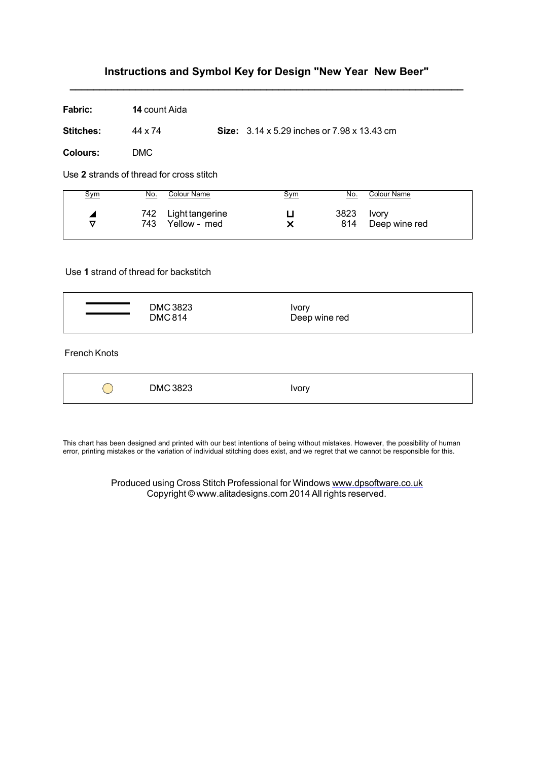## Instructions and Symbol Key for Design "New Year New Beer"

**Fabric:** **14** count Aida

**Stitches:** 44 x 74 **Size:** 3.14 x 5.29 inches or 7.98 x 13.43 cm

**Colours:** DMC

Use **2** strands of thread for cross stitch

| Sym | No. | Colour Name | Sym | No. | Colour Name |
|---|---|---|---|---|---|
| ◢ | 742 | Light tangerine | ⊔ | 3823 | Ivory |
| ∇ | 743 | Yellow - med | ✕ | 814 | Deep wine red |

Use **1** strand of thread for backstitch

| | | |
|---|---|---|
| ━━━ | DMC 3823 | Ivory |
| ━━━ | DMC 814 | Deep wine red |

French Knots

| | | |
|---|---|---|
| ○ | DMC 3823 | Ivory |

This chart has been designed and printed with our best intentions of being without mistakes. However, the possibility of human error, printing mistakes or the variation of individual stitching does exist, and we regret that we cannot be responsible for this.

Produced using Cross Stitch Professional for Windows www.dpsoftware.co.uk
Copyright © www.alitadesigns.com 2014 All rights reserved.